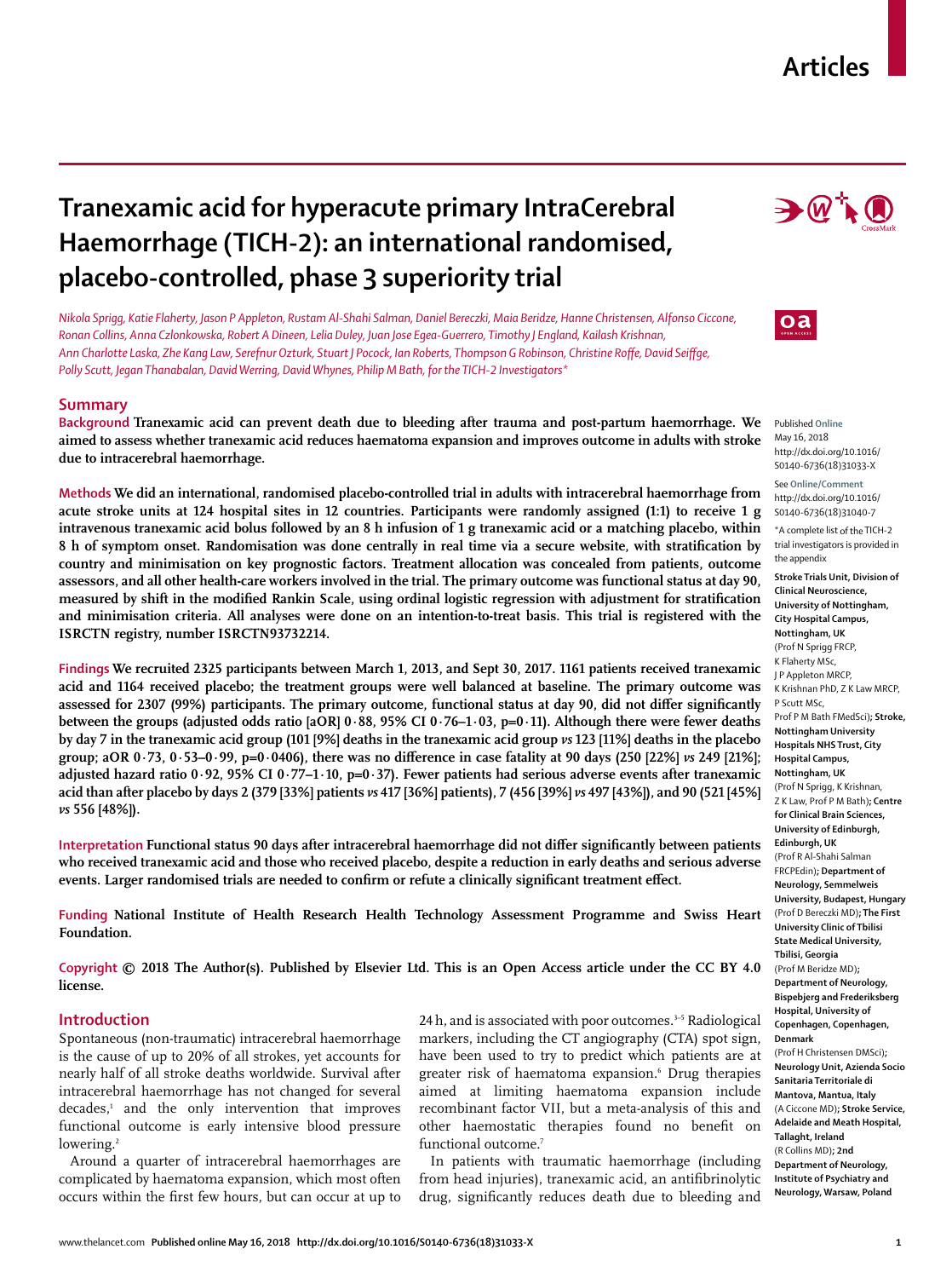# Tranexamic acid for hyperacute primary IntraCerebral Haemorrhage (TICH-2): an international randomised, placebo-controlled, phase 3 superiority trial

*Nikola Sprigg, Katie Flaherty, Jason P Appleton, Rustam Al-Shahi Salman, Daniel Bereczki, Maia Beridze, Hanne Christensen, Alfonso Ciccone, Ronan Collins, Anna Czlonkowska, Robert A Dineen, Lelia Duley, Juan Jose Egea-Guerrero, Timothy J England, Kailash Krishnan, Ann Charlotte Laska, Zhe Kang Law, Serefnur Ozturk, Stuart J Pocock, Ian Roberts, Thompson G Robinson, Christine Roffe, David Seiffge, Polly Scutt, Jegan Thanabalan, David Werring, David Whynes, Philip M Bath, for the TICH-2 Investigators\**

## Summary

**Background** Tranexamic acid can prevent death due to bleeding after trauma and post-partum haemorrhage. We aimed to assess whether tranexamic acid reduces haematoma expansion and improves outcome in adults with stroke due to intracerebral haemorrhage.

**Methods** We did an international, randomised placebo-controlled trial in adults with intracerebral haemorrhage from acute stroke units at 124 hospital sites in 12 countries. Participants were randomly assigned (1:1) to receive 1 g intravenous tranexamic acid bolus followed by an 8 h infusion of 1 g tranexamic acid or a matching placebo, within 8 h of symptom onset. Randomisation was done centrally in real time via a secure website, with stratification by country and minimisation on key prognostic factors. Treatment allocation was concealed from patients, outcome assessors, and all other health-care workers involved in the trial. The primary outcome was functional status at day 90, measured by shift in the modified Rankin Scale, using ordinal logistic regression with adjustment for stratification and minimisation criteria. All analyses were done on an intention-to-treat basis. This trial is registered with the ISRCTN registry, number ISRCTN93732214.

**Findings** We recruited 2325 participants between March 1, 2013, and Sept 30, 2017. 1161 patients received tranexamic acid and 1164 received placebo; the treatment groups were well balanced at baseline. The primary outcome was assessed for 2307 (99%) participants. The primary outcome, functional status at day 90, did not differ significantly between the groups (adjusted odds ratio [aOR] 0·88, 95% CI 0·76–1·03, p=0·11). Although there were fewer deaths by day 7 in the tranexamic acid group (101 [9%] deaths in the tranexamic acid group *vs* 123 [11%] deaths in the placebo group; aOR 0·73, 0·53–0·99, p=0·0406), there was no difference in case fatality at 90 days (250 [22%] *vs* 249 [21%]; adjusted hazard ratio 0·92, 95% CI 0·77–1·10, p=0·37). Fewer patients had serious adverse events after tranexamic acid than after placebo by days 2 (379 [33%] patients *vs* 417 [36%] patients), 7 (456 [39%] *vs* 497 [43%]), and 90 (521 [45%] *vs* 556 [48%]).

**Interpretation** Functional status 90 days after intracerebral haemorrhage did not differ significantly between patients who received tranexamic acid and those who received placebo, despite a reduction in early deaths and serious adverse events. Larger randomised trials are needed to confirm or refute a clinically significant treatment effect.

**Funding** National Institute of Health Research Health Technology Assessment Programme and Swiss Heart Foundation.

**Copyright** © 2018 The Author(s). Published by Elsevier Ltd. This is an Open Access article under the CC BY 4.0 license.

Published Online May 16, 2018 http://dx.doi.org/10.1016/S0140-6736(18)31033-X

See Online/Comment http://dx.doi.org/10.1016/S0140-6736(18)31040-7

\*A complete list of the TICH-2 trial investigators is provided in the appendix

**Stroke Trials Unit, Division of Clinical Neuroscience, University of Nottingham, City Hospital Campus, Nottingham, UK** (Prof N Sprigg FRCP, K Flaherty MSc, J P Appleton MRCP, K Krishnan PhD, Z K Law MRCP, P Scutt MSc, Prof P M Bath FMedSci)**; Stroke, Nottingham University Hospitals NHS Trust, City Hospital Campus, Nottingham, UK** (Prof N Sprigg, K Krishnan, Z K Law, Prof P M Bath)**; Centre for Clinical Brain Sciences, University of Edinburgh, Edinburgh, UK** (Prof R Al-Shahi Salman FRCPEdin)**; Department of Neurology, Semmelweis University, Budapest, Hungary** (Prof D Bereczki MD)**; The First University Clinic of Tbilisi State Medical University, Tbilisi, Georgia** (Prof M Beridze MD)**; Department of Neurology, Bispebjerg and Frederiksberg Hospital, University of Copenhagen, Copenhagen, Denmark** (Prof H Christensen DMSci)**; Neurology Unit, Azienda Socio Sanitaria Territoriale di Mantova, Mantua, Italy** (A Ciccone MD)**; Stroke Service, Adelaide and Meath Hospital, Tallaght, Ireland** (R Collins MD)**; 2nd Department of Neurology, Institute of Psychiatry and Neurology, Warsaw, Poland**

## Introduction

Spontaneous (non-traumatic) intracerebral haemorrhage is the cause of up to 20% of all strokes, yet accounts for nearly half of all stroke deaths worldwide. Survival after intracerebral haemorrhage has not changed for several decades,[1] and the only intervention that improves functional outcome is early intensive blood pressure lowering.[2]

Around a quarter of intracerebral haemorrhages are complicated by haematoma expansion, which most often occurs within the first few hours, but can occur at up to 24 h, and is associated with poor outcomes.[3–5] Radiological markers, including the CT angiography (CTA) spot sign, have been used to try to predict which patients are at greater risk of haematoma expansion.[6] Drug therapies aimed at limiting haematoma expansion include recombinant factor VII, but a meta-analysis of this and other haemostatic therapies found no benefit on functional outcome.[7]

In patients with traumatic haemorrhage (including from head injuries), tranexamic acid, an antifibrinolytic drug, significantly reduces death due to bleeding and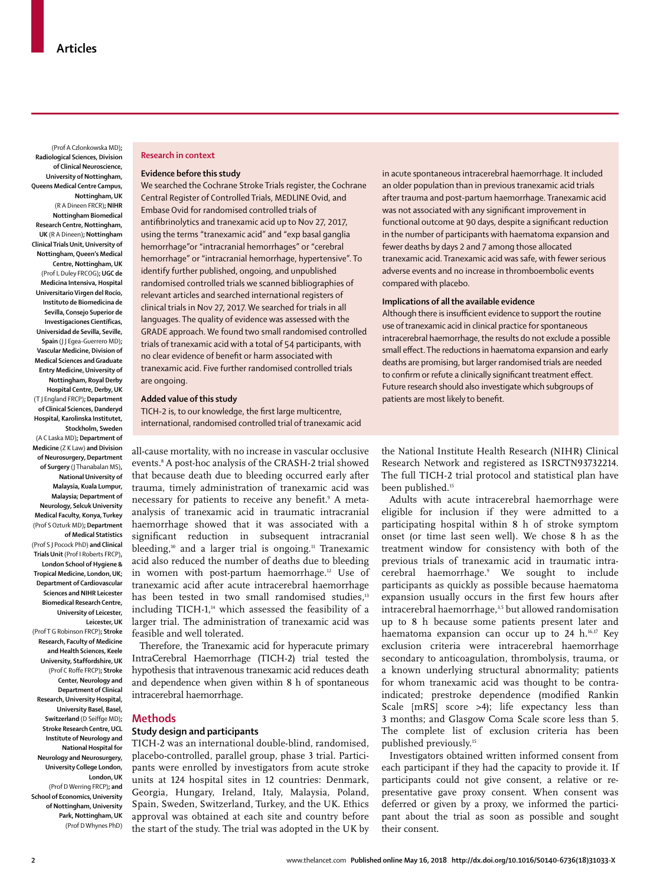(Prof A Czlonkowska MD); **Radiological Sciences, Division of Clinical Neuroscience, University of Nottingham, Queens Medical Centre Campus, Nottingham, UK** (R A Dineen FRCR); **NIHR Nottingham Biomedical Research Centre, Nottingham, UK** (R A Dineen); **Nottingham Clinical Trials Unit, University of Nottingham, Queen's Medical Centre, Nottingham, UK** (Prof L Duley FRCOG); **UGC de Medicina Intensiva, Hospital Universitario Virgen del Rocío, Instituto de Biomedicina de Sevilla, Consejo Superior de Investigaciones Científicas, Universidad de Sevilla, Seville, Spain** (J J Egea-Guerrero MD); **Vascular Medicine, Division of Medical Sciences and Graduate Entry Medicine, University of Nottingham, Royal Derby Hospital Centre, Derby, UK** (T J England FRCP); **Department of Clinical Sciences, Danderyd Hospital, Karolinska Institutet, Stockholm, Sweden** (A C Laska MD); **Department of Medicine** (Z K Law) **and Division of Neurosurgery, Department of Surgery** (J Thanabalan MS), **National University of Malaysia, Kuala Lumpur, Malaysia; Department of Neurology, Selcuk University Medical Faculty, Konya, Turkey** (Prof S Ozturk MD); **Department of Medical Statistics** (Prof S J Pocock PhD) **and Clinical Trials Unit** (Prof I Roberts FRCP), **London School of Hygiene & Tropical Medicine, London, UK; Department of Cardiovascular Sciences and NIHR Leicester Biomedical Research Centre, University of Leicester, Leicester, UK** (Prof T G Robinson FRCP); **Stroke Research, Faculty of Medicine and Health Sciences, Keele University, Staffordshire, UK** (Prof C Roffe FRCP); **Stroke Center, Neurology and Department of Clinical Research, University Hospital, University Basel, Basel, Switzerland** (D Seiffge MD); **Stroke Research Centre, UCL Institute of Neurology and National Hospital for Neurology and Neurosurgery, University College London, London, UK** (Prof D Werring FRCP); **and School of Economics, University of Nottingham, University Park, Nottingham, UK** (Prof D Whynes PhD)

**Research in context**

**Evidence before this study**

We searched the Cochrane Stroke Trials register, the Cochrane Central Register of Controlled Trials, MEDLINE Ovid, and Embase Ovid for randomised controlled trials of antifibrinolytics and tranexamic acid up to Nov 27, 2017, using the terms "tranexamic acid" and "exp basal ganglia hemorrhage"or "intracranial hemorrhages" or "cerebral hemorrhage" or "intracranial hemorrhage, hypertensive". To identify further published, ongoing, and unpublished randomised controlled trials we scanned bibliographies of relevant articles and searched international registers of clinical trials in Nov 27, 2017. We searched for trials in all languages. The quality of evidence was assessed with the GRADE approach. We found two small randomised controlled trials of tranexamic acid with a total of 54 participants, with no clear evidence of benefit or harm associated with tranexamic acid. Five further randomised controlled trials are ongoing.

**Added value of this study**

TICH-2 is, to our knowledge, the first large multicentre, international, randomised controlled trial of tranexamic acid in acute spontaneous intracerebral haemorrhage. It included an older population than in previous tranexamic acid trials after trauma and post-partum haemorrhage. Tranexamic acid was not associated with any significant improvement in functional outcome at 90 days, despite a significant reduction in the number of participants with haematoma expansion and fewer deaths by days 2 and 7 among those allocated tranexamic acid. Tranexamic acid was safe, with fewer serious adverse events and no increase in thromboembolic events compared with placebo.

**Implications of all the available evidence**

Although there is insufficient evidence to support the routine use of tranexamic acid in clinical practice for spontaneous intracerebral haemorrhage, the results do not exclude a possible small effect. The reductions in haematoma expansion and early deaths are promising, but larger randomised trials are needed to confirm or refute a clinically significant treatment effect. Future research should also investigate which subgroups of patients are most likely to benefit.

all-cause mortality, with no increase in vascular occlusive events.[8] A post-hoc analysis of the CRASH-2 trial showed that because death due to bleeding occurred early after trauma, timely administration of tranexamic acid was necessary for patients to receive any benefit.[9] A meta-analysis of tranexamic acid in traumatic intracranial haemorrhage showed that it was associated with a significant reduction in subsequent intracranial bleeding,[10] and a larger trial is ongoing.[11] Tranexamic acid also reduced the number of deaths due to bleeding in women with post-partum haemorrhage.[12] Use of tranexamic acid after acute intracerebral haemorrhage has been tested in two small randomised studies,[13] including TICH-1,[14] which assessed the feasibility of a larger trial. The administration of tranexamic acid was feasible and well tolerated.

Therefore, the Tranexamic acid for hyperacute primary IntraCerebral Haemorrhage (TICH-2) trial tested the hypothesis that intravenous tranexamic acid reduces death and dependence when given within 8 h of spontaneous intracerebral haemorrhage.

## Methods

### Study design and participants

TICH-2 was an international double-blind, randomised, placebo-controlled, parallel group, phase 3 trial. Participants were enrolled by investigators from acute stroke units at 124 hospital sites in 12 countries: Denmark, Georgia, Hungary, Ireland, Italy, Malaysia, Poland, Spain, Sweden, Switzerland, Turkey, and the UK. Ethics approval was obtained at each site and country before the start of the study. The trial was adopted in the UK by the National Institute Health Research (NIHR) Clinical Research Network and registered as ISRCTN93732214. The full TICH-2 trial protocol and statistical plan have been published.[15]

Adults with acute intracerebral haemorrhage were eligible for inclusion if they were admitted to a participating hospital within 8 h of stroke symptom onset (or time last seen well). We chose 8 h as the treatment window for consistency with both of the previous trials of tranexamic acid in traumatic intracerebral haemorrhage.[9] We sought to include participants as quickly as possible because haematoma expansion usually occurs in the first few hours after intracerebral haemorrhage,[3,5] but allowed randomisation up to 8 h because some patients present later and haematoma expansion can occur up to 24 h.[16,17] Key exclusion criteria were intracerebral haemorrhage secondary to anticoagulation, thrombolysis, trauma, or a known underlying structural abnormality; patients for whom tranexamic acid was thought to be contraindicated; prestroke dependence (modified Rankin Scale [mRS] score >4); life expectancy less than 3 months; and Glasgow Coma Scale score less than 5. The complete list of exclusion criteria has been published previously.[15]

Investigators obtained written informed consent from each participant if they had the capacity to provide it. If participants could not give consent, a relative or representative gave proxy consent. When consent was deferred or given by a proxy, we informed the participant about the trial as soon as possible and sought their consent.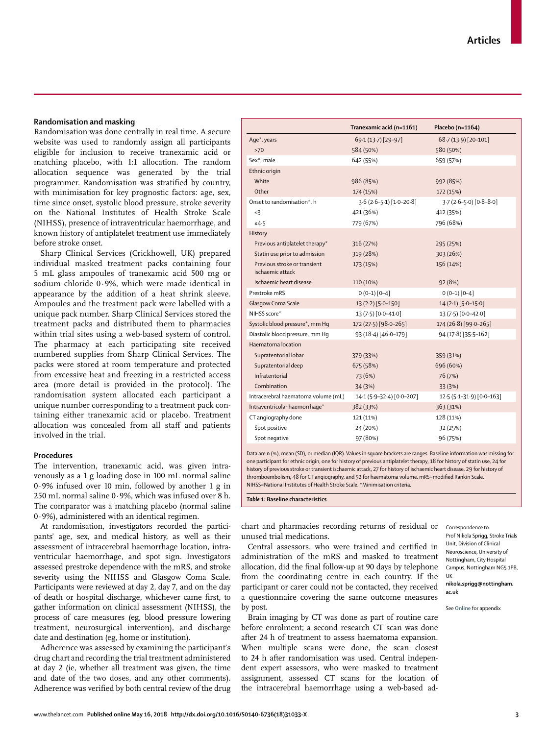## Randomisation and masking

Randomisation was done centrally in real time. A secure website was used to randomly assign all participants eligible for inclusion to receive tranexamic acid or matching placebo, with 1:1 allocation. The random allocation sequence was generated by the trial programmer. Randomisation was stratified by country, with minimisation for key prognostic factors: age, sex, time since onset, systolic blood pressure, stroke severity on the National Institutes of Health Stroke Scale (NIHSS), presence of intraventricular haemorrhage, and known history of antiplatelet treatment use immediately before stroke onset.

Sharp Clinical Services (Crickhowell, UK) prepared individual masked treatment packs containing four 5 mL glass ampoules of tranexamic acid 500 mg or sodium chloride 0·9%, which were made identical in appearance by the addition of a heat shrink sleeve. Ampoules and the treatment pack were labelled with a unique pack number. Sharp Clinical Services stored the treatment packs and distributed them to pharmacies within trial sites using a web-based system of control. The pharmacy at each participating site received numbered supplies from Sharp Clinical Services. The packs were stored at room temperature and protected from excessive heat and freezing in a restricted access area (more detail is provided in the protocol). The randomisation system allocated each participant a unique number corresponding to a treatment pack containing either tranexamic acid or placebo. Treatment allocation was concealed from all staff and patients involved in the trial.

## Procedures

The intervention, tranexamic acid, was given intravenously as a 1 g loading dose in 100 mL normal saline 0·9% infused over 10 min, followed by another 1 g in 250 mL normal saline 0·9%, which was infused over 8 h. The comparator was a matching placebo (normal saline 0·9%), administered with an identical regimen.

At randomisation, investigators recorded the participants' age, sex, and medical history, as well as their assessment of intracerebral haemorrhage location, intraventricular haemorrhage, and spot sign. Investigators assessed prestroke dependence with the mRS, and stroke severity using the NIHSS and Glasgow Coma Scale. Participants were reviewed at day 2, day 7, and on the day of death or hospital discharge, whichever came first, to gather information on clinical assessment (NIHSS), the process of care measures (eg, blood pressure lowering treatment, neurosurgical intervention), and discharge date and destination (eg, home or institution).

Adherence was assessed by examining the participant's drug chart and recording the trial treatment administered at day 2 (ie, whether all treatment was given, the time and date of the two doses, and any other comments). Adherence was verified by both central review of the drug chart and pharmacies recording returns of residual or unused trial medications.

Central assessors, who were trained and certified in administration of the mRS and masked to treatment allocation, did the final follow-up at 90 days by telephone from the coordinating centre in each country. If the participant or carer could not be contacted, they received a questionnaire covering the same outcome measures by post.

Brain imaging by CT was done as part of routine care before enrolment; a second research CT scan was done after 24 h of treatment to assess haematoma expansion. When multiple scans were done, the scan closest to 24 h after randomisation was used. Central independent expert assessors, who were masked to treatment assignment, assessed CT scans for the location of the intracerebral haemorrhage using a web-based ad-

| | Tranexamic acid (n=1161) | Placebo (n=1164) |
|---|---|---|
| Age*, years | 69·1 (13·7) [29–97] | 68·7 (13·9) [20–101] |
| >70 | 584 (50%) | 580 (50%) |
| Sex*, male | 642 (55%) | 659 (57%) |
| Ethnic origin | | |
| White | 986 (85%) | 992 (85%) |
| Other | 174 (15%) | 172 (15%) |
| Onset to randomisation*, h | 3·6 (2·6–5·1) [1·0–20·8] | 3·7 (2·6–5·0) [0·8–8·0] |
| ≤3 | 421 (36%) | 412 (35%) |
| ≤4·5 | 779 (67%) | 796 (68%) |
| History | | |
| Previous antiplatelet therapy* | 316 (27%) | 295 (25%) |
| Statin use prior to admission | 319 (28%) | 303 (26%) |
| Previous stroke or transient ischaemic attack | 173 (15%) | 156 (14%) |
| Ischaemic heart disease | 110 (10%) | 92 (8%) |
| Prestroke mRS | 0 (0–1) [0–4] | 0 (0–1) [0–4] |
| Glasgow Coma Scale | 13 (2·2) [5·0–15·0] | 14 (2·1) [5·0–15·0] |
| NIHSS score* | 13 (7·5) [0·0–41·0] | 13 (7·5) [0·0–42·0] |
| Systolic blood pressure*, mm Hg | 172 (27·5) [98·0–265] | 174 (26·8) [99·0–265] |
| Diastolic blood pressure, mm Hg | 93 (18·4) [46·0–179] | 94 (17·8) [35·5–162] |
| Haematoma location | | |
| Supratentorial lobar | 379 (33%) | 359 (31%) |
| Supratentorial deep | 675 (58%) | 696 (60%) |
| Infratentorial | 73 (6%) | 76 (7%) |
| Combination | 34 (3%) | 33 (3%) |
| Intracerebral haematoma volume (mL) | 14·1 (5·9–32·4) [0·0–207] | 12·5 (5·1–31·9) [0·0–163] |
| Intraventricular haemorrhage* | 382 (33%) | 363 (31%) |
| CT angiography done | 121 (11%) | 128 (11%) |
| Spot positive | 24 (20%) | 32 (25%) |
| Spot negative | 97 (80%) | 96 (75%) |

Data are n (%), mean (SD), or median (IQR). Values in square brackets are ranges. Baseline information was missing for one participant for ethnic origin, one for history of previous antiplatelet therapy, 18 for history of statin use, 24 for history of previous stroke or transient ischaemic attack, 27 for history of ischaemic heart disease, 29 for history of thromboembolism, 48 for CT angiography, and 52 for haematoma volume. mRS=modified Rankin Scale. NIHSS=National Institutes of Health Stroke Scale. *Minimisation criteria.

*Table 1:* **Baseline characteristics**

Correspondence to: Prof Nikola Sprigg, Stroke Trials Unit, Division of Clinical Neuroscience, University of Nottingham, City Hospital Campus, Nottingham NG5 1PB, UK **nikola.sprigg@nottingham.ac.uk**

See **Online** for appendix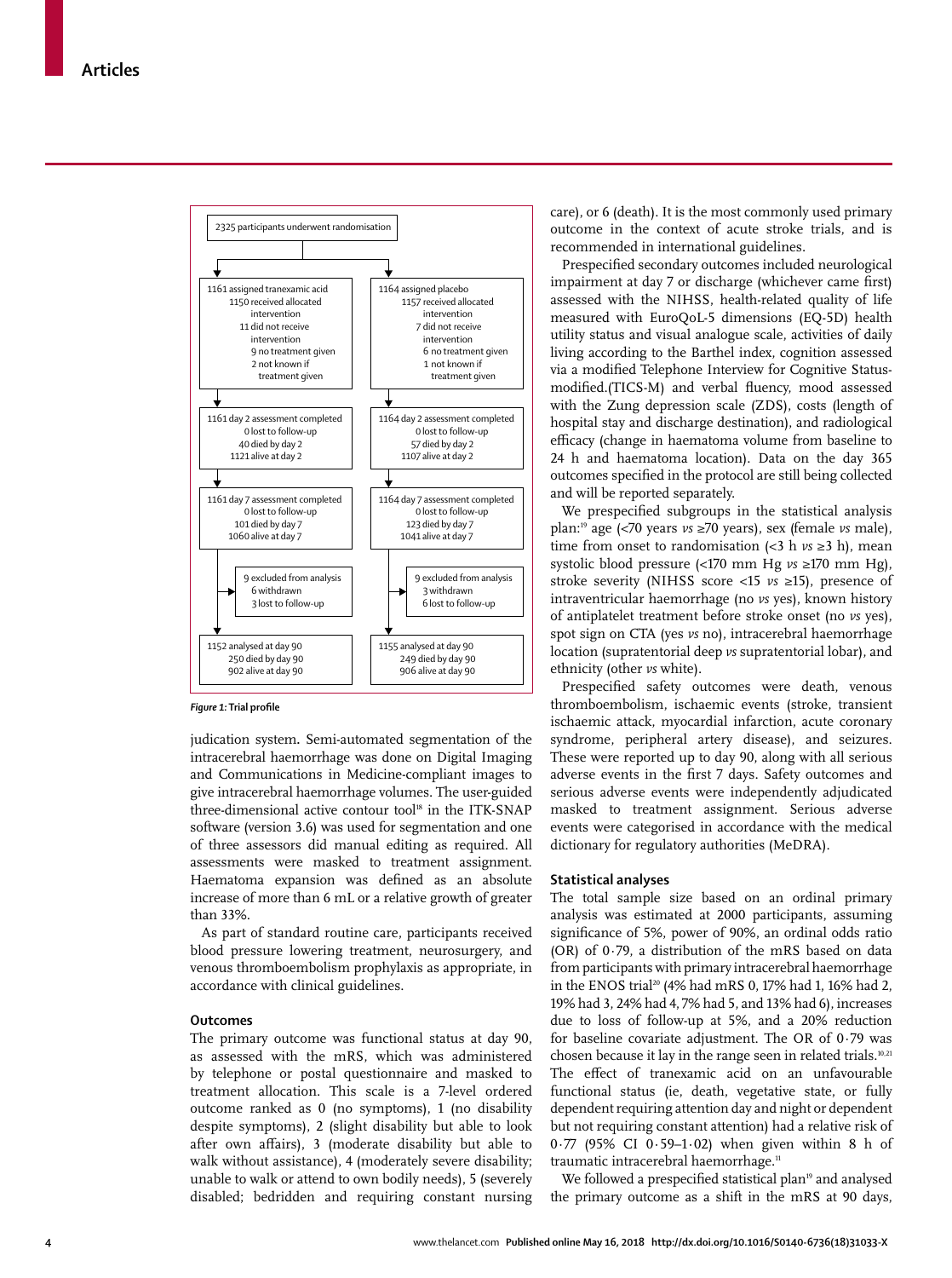2325 participants underwent randomisation

| Tranexamic acid | Placebo |
|---|---|
| 1161 assigned tranexamic acid<br>1150 received allocated intervention<br>11 did not receive intervention<br>9 no treatment given<br>2 not known if treatment given | 1164 assigned placebo<br>1157 received allocated intervention<br>7 did not receive intervention<br>6 no treatment given<br>1 not known if treatment given |
| 1161 day 2 assessment completed<br>0 lost to follow-up<br>40 died by day 2<br>1121 alive at day 2 | 1164 day 2 assessment completed<br>0 lost to follow-up<br>57 died by day 2<br>1107 alive at day 2 |
| 1161 day 7 assessment completed<br>0 lost to follow-up<br>101 died by day 7<br>1060 alive at day 7 | 1164 day 7 assessment completed<br>0 lost to follow-up<br>123 died by day 7<br>1041 alive at day 7 |
| 9 excluded from analysis<br>6 withdrawn<br>3 lost to follow-up | 9 excluded from analysis<br>3 withdrawn<br>6 lost to follow-up |
| 1152 analysed at day 90<br>250 died by day 90<br>902 alive at day 90 | 1155 analysed at day 90<br>249 died by day 90<br>906 alive at day 90 |

***Figure 1:*** **Trial profile**

judication system. Semi-automated segmentation of the intracerebral haemorrhage was done on Digital Imaging and Communications in Medicine-compliant images to give intracerebral haemorrhage volumes. The user-guided three-dimensional active contour tool[18] in the ITK-SNAP software (version 3.6) was used for segmentation and one of three assessors did manual editing as required. All assessments were masked to treatment assignment. Haematoma expansion was defined as an absolute increase of more than 6 mL or a relative growth of greater than 33%.

As part of standard routine care, participants received blood pressure lowering treatment, neurosurgery, and venous thromboembolism prophylaxis as appropriate, in accordance with clinical guidelines.

## Outcomes

The primary outcome was functional status at day 90, as assessed with the mRS, which was administered by telephone or postal questionnaire and masked to treatment allocation. This scale is a 7-level ordered outcome ranked as 0 (no symptoms), 1 (no disability despite symptoms), 2 (slight disability but able to look after own affairs), 3 (moderate disability but able to walk without assistance), 4 (moderately severe disability; unable to walk or attend to own bodily needs), 5 (severely disabled; bedridden and requiring constant nursing care), or 6 (death). It is the most commonly used primary outcome in the context of acute stroke trials, and is recommended in international guidelines.

Prespecified secondary outcomes included neurological impairment at day 7 or discharge (whichever came first) assessed with the NIHSS, health-related quality of life measured with EuroQoL-5 dimensions (EQ-5D) health utility status and visual analogue scale, activities of daily living according to the Barthel index, cognition assessed via a modified Telephone Interview for Cognitive Status-modified.(TICS-M) and verbal fluency, mood assessed with the Zung depression scale (ZDS), costs (length of hospital stay and discharge destination), and radiological efficacy (change in haematoma volume from baseline to 24 h and haematoma location). Data on the day 365 outcomes specified in the protocol are still being collected and will be reported separately.

We prespecified subgroups in the statistical analysis plan:[19] age (<70 years *vs* ≥70 years), sex (female *vs* male), time from onset to randomisation (<3 h *vs* ≥3 h), mean systolic blood pressure (<170 mm Hg *vs* ≥170 mm Hg), stroke severity (NIHSS score <15 *vs* ≥15), presence of intraventricular haemorrhage (no *vs* yes), known history of antiplatelet treatment before stroke onset (no *vs* yes), spot sign on CTA (yes *vs* no), intracerebral haemorrhage location (supratentorial deep *vs* supratentorial lobar), and ethnicity (other *vs* white).

Prespecified safety outcomes were death, venous thromboembolism, ischaemic events (stroke, transient ischaemic attack, myocardial infarction, acute coronary syndrome, peripheral artery disease), and seizures. These were reported up to day 90, along with all serious adverse events in the first 7 days. Safety outcomes and serious adverse events were independently adjudicated masked to treatment assignment. Serious adverse events were categorised in accordance with the medical dictionary for regulatory authorities (MeDRA).

## Statistical analyses

The total sample size based on an ordinal primary analysis was estimated at 2000 participants, assuming significance of 5%, power of 90%, an ordinal odds ratio (OR) of 0·79, a distribution of the mRS based on data from participants with primary intracerebral haemorrhage in the ENOS trial[20] (4% had mRS 0, 17% had 1, 16% had 2, 19% had 3, 24% had 4, 7% had 5, and 13% had 6), increases due to loss of follow-up at 5%, and a 20% reduction for baseline covariate adjustment. The OR of 0·79 was chosen because it lay in the range seen in related trials.[10,21] The effect of tranexamic acid on an unfavourable functional status (ie, death, vegetative state, or fully dependent requiring attention day and night or dependent but not requiring constant attention) had a relative risk of 0·77 (95% CI 0·59–1·02) when given within 8 h of traumatic intracerebral haemorrhage.[11]

We followed a prespecified statistical plan[19] and analysed the primary outcome as a shift in the mRS at 90 days,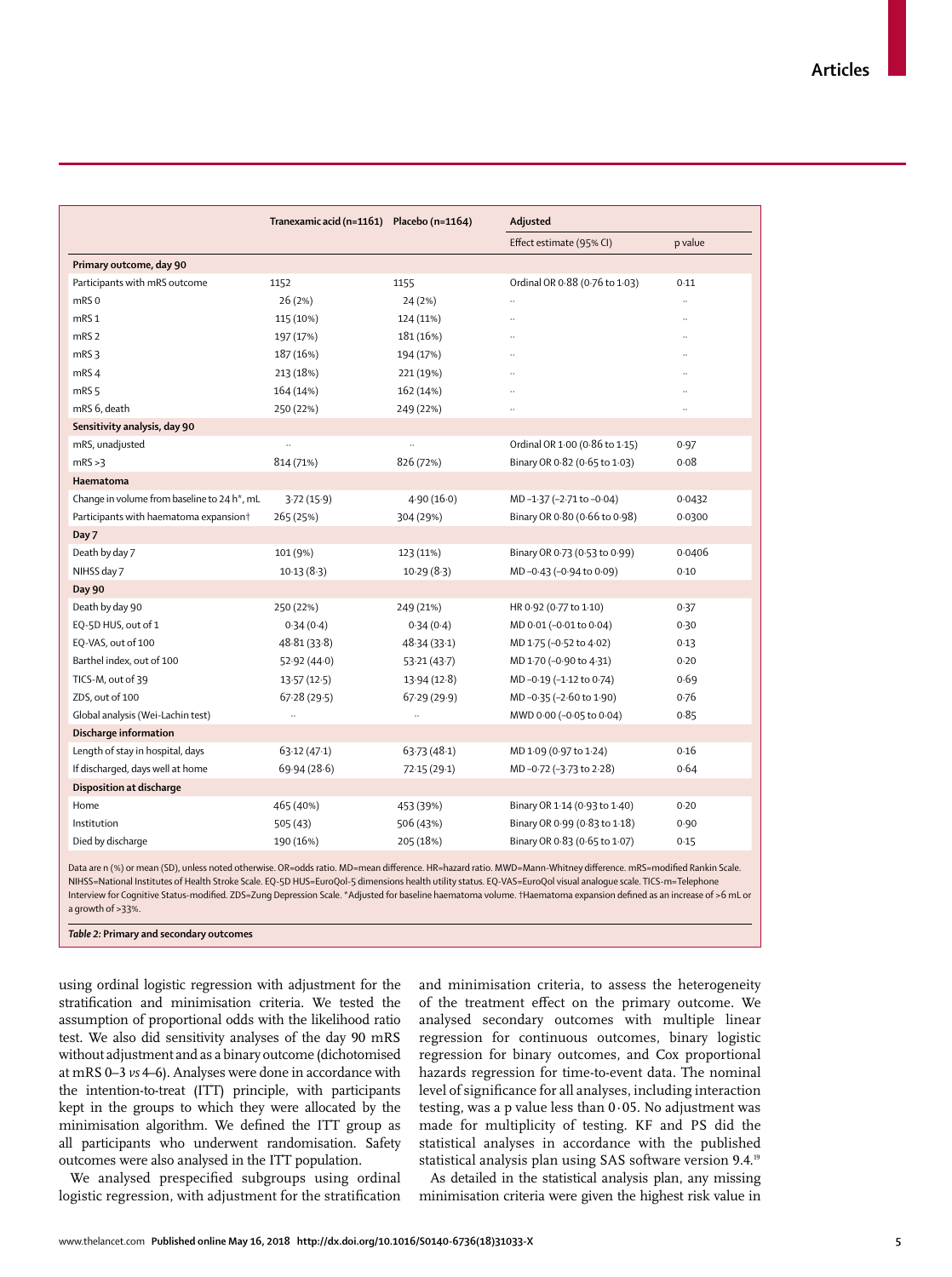| | Tranexamic acid (n=1161) | Placebo (n=1164) | Adjusted | |
|---|---|---|---|---|
| | | | Effect estimate (95% CI) | p value |
| **Primary outcome, day 90** | | | | |
| Participants with mRS outcome | 1152 | 1155 | Ordinal OR 0·88 (0·76 to 1·03) | 0·11 |
| mRS 0 | 26 (2%) | 24 (2%) | .. | .. |
| mRS 1 | 115 (10%) | 124 (11%) | .. | .. |
| mRS 2 | 197 (17%) | 181 (16%) | .. | .. |
| mRS 3 | 187 (16%) | 194 (17%) | .. | .. |
| mRS 4 | 213 (18%) | 221 (19%) | .. | .. |
| mRS 5 | 164 (14%) | 162 (14%) | .. | .. |
| mRS 6, death | 250 (22%) | 249 (22%) | .. | .. |
| **Sensitivity analysis, day 90** | | | | |
| mRS, unadjusted | .. | .. | Ordinal OR 1·00 (0·86 to 1·15) | 0·97 |
| mRS >3 | 814 (71%) | 826 (72%) | Binary OR 0·82 (0·65 to 1·03) | 0·08 |
| **Haematoma** | | | | |
| Change in volume from baseline to 24 h*, mL | 3·72 (15·9) | 4·90 (16·0) | MD −1·37 (−2·71 to −0·04) | 0·0432 |
| Participants with haematoma expansion† | 265 (25%) | 304 (29%) | Binary OR 0·80 (0·66 to 0·98) | 0·0300 |
| **Day 7** | | | | |
| Death by day 7 | 101 (9%) | 123 (11%) | Binary OR 0·73 (0·53 to 0·99) | 0·0406 |
| NIHSS day 7 | 10·13 (8·3) | 10·29 (8·3) | MD −0·43 (−0·94 to 0·09) | 0·10 |
| **Day 90** | | | | |
| Death by day 90 | 250 (22%) | 249 (21%) | HR 0·92 (0·77 to 1·10) | 0·37 |
| EQ-5D HUS, out of 1 | 0·34 (0·4) | 0·34 (0·4) | MD 0·01 (−0·01 to 0·04) | 0·30 |
| EQ-VAS, out of 100 | 48·81 (33·8) | 48·34 (33·1) | MD 1·75 (−0·52 to 4·02) | 0·13 |
| Barthel index, out of 100 | 52·92 (44·0) | 53·21 (43·7) | MD 1·70 (−0·90 to 4·31) | 0·20 |
| TICS-M, out of 39 | 13·57 (12·5) | 13·94 (12·8) | MD −0·19 (−1·12 to 0·74) | 0·69 |
| ZDS, out of 100 | 67·28 (29·5) | 67·29 (29·9) | MD −0·35 (−2·60 to 1·90) | 0·76 |
| Global analysis (Wei-Lachin test) | .. | .. | MWD 0·00 (−0·05 to 0·04) | 0·85 |
| **Discharge information** | | | | |
| Length of stay in hospital, days | 63·12 (47·1) | 63·73 (48·1) | MD 1·09 (0·97 to 1·24) | 0·16 |
| If discharged, days well at home | 69·94 (28·6) | 72·15 (29·1) | MD −0·72 (−3·73 to 2·28) | 0·64 |
| **Disposition at discharge** | | | | |
| Home | 465 (40%) | 453 (39%) | Binary OR 1·14 (0·93 to 1·40) | 0·20 |
| Institution | 505 (43) | 506 (43%) | Binary OR 0·99 (0·83 to 1·18) | 0·90 |
| Died by discharge | 190 (16%) | 205 (18%) | Binary OR 0·83 (0·65 to 1·07) | 0·15 |

Data are n (%) or mean (SD), unless noted otherwise. OR=odds ratio. MD=mean difference. HR=hazard ratio. MWD=Mann-Whitney difference. mRS=modified Rankin Scale. NIHSS=National Institutes of Health Stroke Scale. EQ-5D HUS=EuroQol-5 dimensions health utility status. EQ-VAS=EuroQol visual analogue scale. TICS-m=Telephone Interview for Cognitive Status-modified. ZDS=Zung Depression Scale. *Adjusted for baseline haematoma volume. †Haematoma expansion defined as an increase of >6 mL or a growth of >33%.

**Table 2:** Primary and secondary outcomes

using ordinal logistic regression with adjustment for the stratification and minimisation criteria. We tested the assumption of proportional odds with the likelihood ratio test. We also did sensitivity analyses of the day 90 mRS without adjustment and as a binary outcome (dichotomised at mRS 0–3 *vs* 4–6). Analyses were done in accordance with the intention-to-treat (ITT) principle, with participants kept in the groups to which they were allocated by the minimisation algorithm. We defined the ITT group as all participants who underwent randomisation. Safety outcomes were also analysed in the ITT population.

We analysed prespecified subgroups using ordinal logistic regression, with adjustment for the stratification and minimisation criteria, to assess the heterogeneity of the treatment effect on the primary outcome. We analysed secondary outcomes with multiple linear regression for continuous outcomes, binary logistic regression for binary outcomes, and Cox proportional hazards regression for time-to-event data. The nominal level of significance for all analyses, including interaction testing, was a p value less than 0·05. No adjustment was made for multiplicity of testing. KF and PS did the statistical analyses in accordance with the published statistical analysis plan using SAS software version 9.4.[19]

As detailed in the statistical analysis plan, any missing minimisation criteria were given the highest risk value in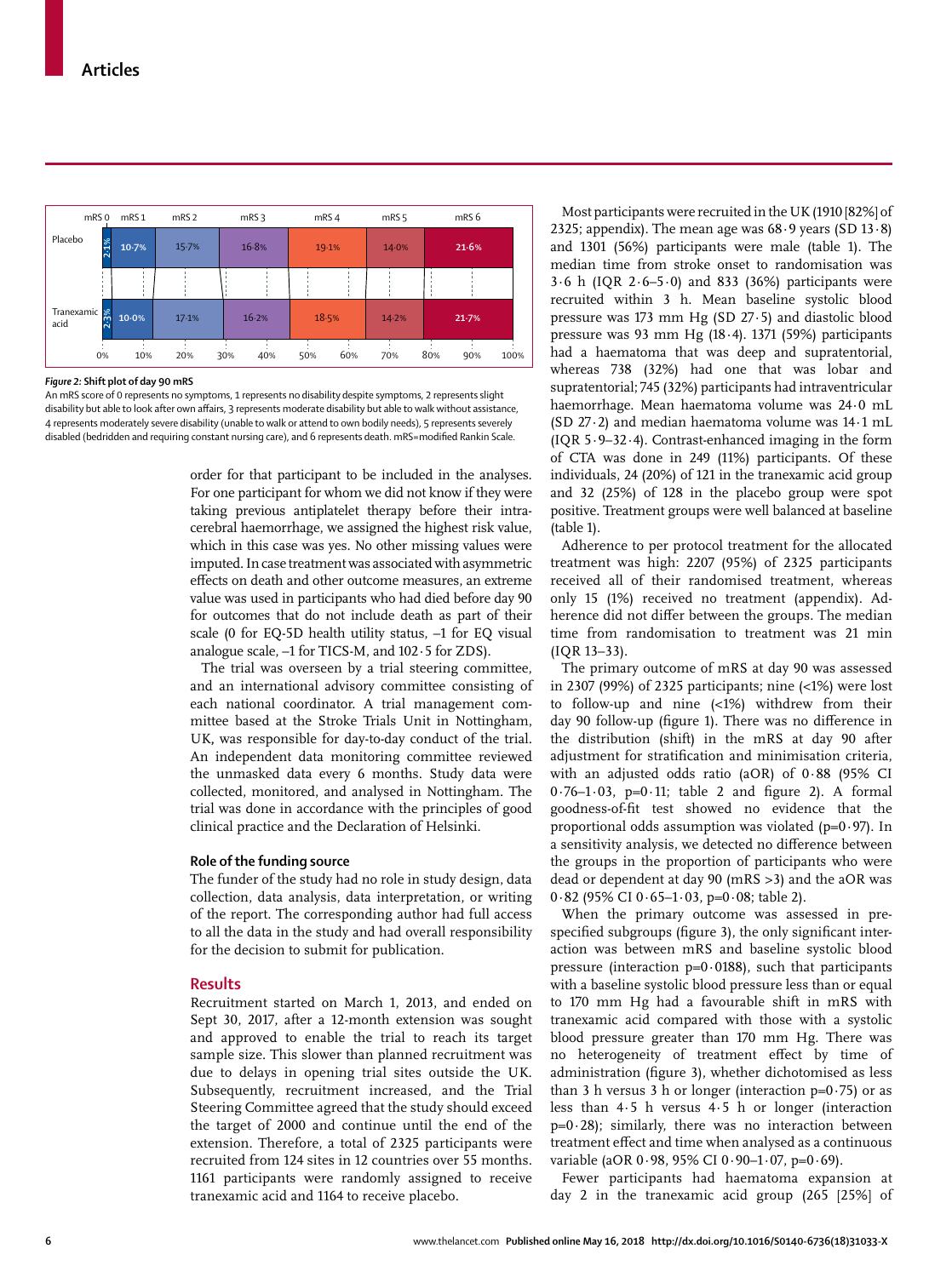| | mRS 0 | mRS 1 | mRS 2 | mRS 3 | mRS 4 | mRS 5 | mRS 6 |
|---|---|---|---|---|---|---|---|
| Placebo | 2·1% | 10·7% | 15·7% | 16·8% | 19·1% | 14·0% | 21·6% |
| Tranexamic acid | 2·3% | 10·0% | 17·1% | 16·2% | 18·5% | 14·2% | 21·7% |

*Figure 2:* **Shift plot of day 90 mRS**

An mRS score of 0 represents no symptoms, 1 represents no disability despite symptoms, 2 represents slight disability but able to look after own affairs, 3 represents moderate disability but able to walk without assistance, 4 represents moderately severe disability (unable to walk or attend to own bodily needs), 5 represents severely disabled (bedridden and requiring constant nursing care), and 6 represents death. mRS=modified Rankin Scale.

order for that participant to be included in the analyses. For one participant for whom we did not know if they were taking previous antiplatelet therapy before their intracerebral haemorrhage, we assigned the highest risk value, which in this case was yes. No other missing values were imputed. In case treatment was associated with asymmetric effects on death and other outcome measures, an extreme value was used in participants who had died before day 90 for outcomes that do not include death as part of their scale (0 for EQ-5D health utility status, –1 for EQ visual analogue scale, –1 for TICS-M, and 102·5 for ZDS).

The trial was overseen by a trial steering committee, and an international advisory committee consisting of each national coordinator. A trial management committee based at the Stroke Trials Unit in Nottingham, UK, was responsible for day-to-day conduct of the trial. An independent data monitoring committee reviewed the unmasked data every 6 months. Study data were collected, monitored, and analysed in Nottingham. The trial was done in accordance with the principles of good clinical practice and the Declaration of Helsinki.

### Role of the funding source

The funder of the study had no role in study design, data collection, data analysis, data interpretation, or writing of the report. The corresponding author had full access to all the data in the study and had overall responsibility for the decision to submit for publication.

## Results

Recruitment started on March 1, 2013, and ended on Sept 30, 2017, after a 12-month extension was sought and approved to enable the trial to reach its target sample size. This slower than planned recruitment was due to delays in opening trial sites outside the UK. Subsequently, recruitment increased, and the Trial Steering Committee agreed that the study should exceed the target of 2000 and continue until the end of the extension. Therefore, a total of 2325 participants were recruited from 124 sites in 12 countries over 55 months. 1161 participants were randomly assigned to receive tranexamic acid and 1164 to receive placebo.

Most participants were recruited in the UK (1910 [82%] of 2325; appendix). The mean age was 68·9 years (SD 13·8) and 1301 (56%) participants were male (table 1). The median time from stroke onset to randomisation was 3·6 h (IQR 2·6–5·0) and 833 (36%) participants were recruited within 3 h. Mean baseline systolic blood pressure was 173 mm Hg (SD 27·5) and diastolic blood pressure was 93 mm Hg (18·4). 1371 (59%) participants had a haematoma that was deep and supratentorial, whereas 738 (32%) had one that was lobar and supratentorial; 745 (32%) participants had intraventricular haemorrhage. Mean haematoma volume was 24·0 mL (SD 27·2) and median haematoma volume was 14·1 mL (IQR 5·9–32·4). Contrast-enhanced imaging in the form of CTA was done in 249 (11%) participants. Of these individuals, 24 (20%) of 121 in the tranexamic acid group and 32 (25%) of 128 in the placebo group were spot positive. Treatment groups were well balanced at baseline (table 1).

Adherence to per protocol treatment for the allocated treatment was high: 2207 (95%) of 2325 participants received all of their randomised treatment, whereas only 15 (1%) received no treatment (appendix). Adherence did not differ between the groups. The median time from randomisation to treatment was 21 min (IQR 13–33).

The primary outcome of mRS at day 90 was assessed in 2307 (99%) of 2325 participants; nine (<1%) were lost to follow-up and nine (<1%) withdrew from their day 90 follow-up (figure 1). There was no difference in the distribution (shift) in the mRS at day 90 after adjustment for stratification and minimisation criteria, with an adjusted odds ratio (aOR) of 0·88 (95% CI 0·76–1·03, p=0·11; table 2 and figure 2). A formal goodness-of-fit test showed no evidence that the proportional odds assumption was violated (p=0·97). In a sensitivity analysis, we detected no difference between the groups in the proportion of participants who were dead or dependent at day 90 (mRS >3) and the aOR was 0·82 (95% CI 0·65–1·03, p=0·08; table 2).

When the primary outcome was assessed in pre-specified subgroups (figure 3), the only significant interaction was between mRS and baseline systolic blood pressure (interaction p=0·0188), such that participants with a baseline systolic blood pressure less than or equal to 170 mm Hg had a favourable shift in mRS with tranexamic acid compared with those with a systolic blood pressure greater than 170 mm Hg. There was no heterogeneity of treatment effect by time of administration (figure 3), whether dichotomised as less than 3 h versus 3 h or longer (interaction p=0·75) or as less than 4·5 h versus 4·5 h or longer (interaction p=0·28); similarly, there was no interaction between treatment effect and time when analysed as a continuous variable (aOR 0·98, 95% CI 0·90–1·07, p=0·69).

Fewer participants had haematoma expansion at day 2 in the tranexamic acid group (265 [25%] of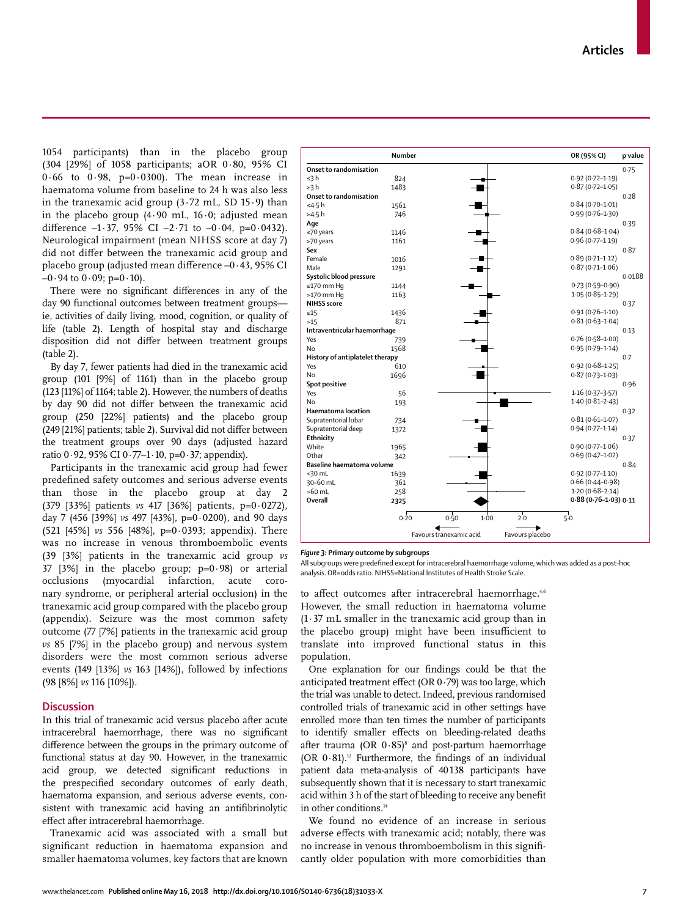1054 participants) than in the placebo group (304 [29%] of 1058 participants; aOR 0·80, 95% CI 0·66 to 0·98, p=0·0300). The mean increase in haematoma volume from baseline to 24 h was also less in the tranexamic acid group (3·72 mL, SD 15·9) than in the placebo group (4·90 mL, 16·0; adjusted mean difference –1·37, 95% CI –2·71 to –0·04, p=0·0432). Neurological impairment (mean NIHSS score at day 7) did not differ between the tranexamic acid group and placebo group (adjusted mean difference –0·43, 95% CI –0·94 to 0·09; p=0·10).

There were no significant differences in any of the day 90 functional outcomes between treatment groups—ie, activities of daily living, mood, cognition, or quality of life (table 2). Length of hospital stay and discharge disposition did not differ between treatment groups (table 2).

By day 7, fewer patients had died in the tranexamic acid group (101 [9%] of 1161) than in the placebo group (123 [11%] of 1164; table 2). However, the numbers of deaths by day 90 did not differ between the tranexamic acid group (250 [22%] patients) and the placebo group (249 [21%] patients; table 2). Survival did not differ between the treatment groups over 90 days (adjusted hazard ratio 0·92, 95% CI 0·77–1·10, p=0·37; appendix).

Participants in the tranexamic acid group had fewer predefined safety outcomes and serious adverse events than those in the placebo group at day 2 (379 [33%] patients *vs* 417 [36%] patients, p=0·0272), day 7 (456 [39%] *vs* 497 [43%], p=0·0200), and 90 days (521 [45%] *vs* 556 [48%], p=0·0393; appendix). There was no increase in venous thromboembolic events (39 [3%] patients in the tranexamic acid group *vs* 37 [3%] in the placebo group; p=0·98) or arterial occlusions (myocardial infarction, acute coronary syndrome, or peripheral arterial occlusion) in the tranexamic acid group compared with the placebo group (appendix). Seizure was the most common safety outcome (77 [7%] patients in the tranexamic acid group *vs* 85 [7%] in the placebo group) and nervous system disorders were the most common serious adverse events (149 [13%] *vs* 163 [14%]), followed by infections (98 [8%] *vs* 116 [10%]).

| | Number | OR (95% CI) | p value |
|---|---|---|---|
| **Onset to randomisation** | | | 0·75 |
| ≤3 h | 824 | 0·92 (0·72–1·19) | |
| >3 h | 1483 | 0·87 (0·72–1·05) | |
| **Onset to randomisation** | | | 0·28 |
| ≤4·5 h | 1561 | 0·84 (0·70–1·01) | |
| >4·5 h | 746 | 0·99 (0·76–1·30) | |
| **Age** | | | 0·39 |
| ≤70 years | 1146 | 0·84 (0·68–1·04) | |
| >70 years | 1161 | 0·96 (0·77–1·19) | |
| **Sex** | | | 0·87 |
| Female | 1016 | 0·89 (0·71–1·12) | |
| Male | 1291 | 0·87 (0·71–1·06) | |
| **Systolic blood pressure** | | | 0·0188 |
| ≤170 mm Hg | 1144 | 0·73 (0·59–0·90) | |
| >170 mm Hg | 1163 | 1·05 (0·85–1·29) | |
| **NIHSS score** | | | 0·37 |
| ≤15 | 1436 | 0·91 (0·76–1·10) | |
| >15 | 871 | 0·81 (0·63–1·04) | |
| **Intraventricular haemorrhage** | | | 0·13 |
| Yes | 739 | 0·76 (0·58–1·00) | |
| No | 1568 | 0·95 (0·79–1·14) | |
| **History of antiplatelet therapy** | | | 0·7 |
| Yes | 610 | 0·92 (0·68–1·25) | |
| No | 1696 | 0·87 (0·73–1·03) | |
| **Spot positive** | | | 0·96 |
| Yes | 56 | 1·16 (0·37–3·57) | |
| No | 193 | 1·40 (0·81–2·43) | |
| **Haematoma location** | | | 0·32 |
| Supratentorial lobar | 734 | 0·81 (0·61–1·07) | |
| Supratentorial deep | 1372 | 0·94 (0·77–1·14) | |
| **Ethnicity** | | | 0·37 |
| White | 1965 | 0·90 (0·77–1·06) | |
| Other | 342 | 0·69 (0·47–1·02) | |
| **Baseline haematoma volume** | | | 0·84 |
| <30 mL | 1639 | 0·92 (0·77–1·10) | |
| 30–60 mL | 361 | 0·66 (0·44–0·98) | |
| >60 mL | 258 | 1·20 (0·68–2·14) | |
| **Overall** | **2325** | **0·88 (0·76–1·03)** | **0·11** |

*Figure 3:* **Primary outcome by subgroups**

All subgroups were predefined except for intracerebral haemorrhage volume, which was added as a post-hoc analysis. OR=odds ratio. NIHSS=National Institutes of Health Stroke Scale.

## Discussion

In this trial of tranexamic acid versus placebo after acute intracerebral haemorrhage, there was no significant difference between the groups in the primary outcome of functional status at day 90. However, in the tranexamic acid group, we detected significant reductions in the prespecified secondary outcomes of early death, haematoma expansion, and serious adverse events, consistent with tranexamic acid having an antifibrinolytic effect after intracerebral haemorrhage.

Tranexamic acid was associated with a small but significant reduction in haematoma expansion and smaller haematoma volumes, key factors that are known to affect outcomes after intracerebral haemorrhage.[4,6] However, the small reduction in haematoma volume (1·37 mL smaller in the tranexamic acid group than in the placebo group) might have been insufficient to translate into improved functional status in this population.

One explanation for our findings could be that the anticipated treatment effect (OR 0·79) was too large, which the trial was unable to detect. Indeed, previous randomised controlled trials of tranexamic acid in other settings have enrolled more than ten times the number of participants to identify smaller effects on bleeding-related deaths after trauma (OR 0·85)[8] and post-partum haemorrhage (OR 0·81).[12] Furthermore, the findings of an individual patient data meta-analysis of 40 138 participants have subsequently shown that it is necessary to start tranexamic acid within 3 h of the start of bleeding to receive any benefit in other conditions.[14]

We found no evidence of an increase in serious adverse effects with tranexamic acid; notably, there was no increase in venous thromboembolism in this significantly older population with more comorbidities than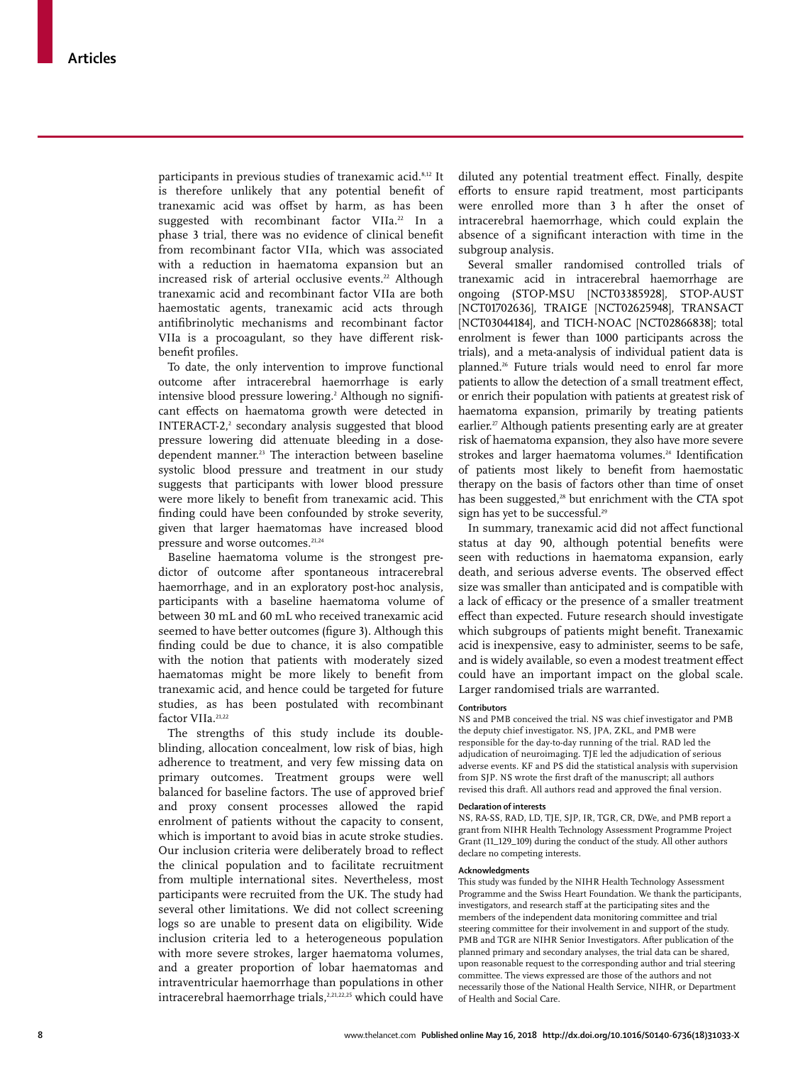participants in previous studies of tranexamic acid.[8,12] It is therefore unlikely that any potential benefit of tranexamic acid was offset by harm, as has been suggested with recombinant factor VIIa.[22] In a phase 3 trial, there was no evidence of clinical benefit from recombinant factor VIIa, which was associated with a reduction in haematoma expansion but an increased risk of arterial occlusive events.[22] Although tranexamic acid and recombinant factor VIIa are both haemostatic agents, tranexamic acid acts through antifibrinolytic mechanisms and recombinant factor VIIa is a procoagulant, so they have different risk-benefit profiles.

To date, the only intervention to improve functional outcome after intracerebral haemorrhage is early intensive blood pressure lowering.[2] Although no significant effects on haematoma growth were detected in INTERACT-2,[2] secondary analysis suggested that blood pressure lowering did attenuate bleeding in a dose-dependent manner.[23] The interaction between baseline systolic blood pressure and treatment in our study suggests that participants with lower blood pressure were more likely to benefit from tranexamic acid. This finding could have been confounded by stroke severity, given that larger haematomas have increased blood pressure and worse outcomes.[21,24]

Baseline haematoma volume is the strongest predictor of outcome after spontaneous intracerebral haemorrhage, and in an exploratory post-hoc analysis, participants with a baseline haematoma volume of between 30 mL and 60 mL who received tranexamic acid seemed to have better outcomes (figure 3). Although this finding could be due to chance, it is also compatible with the notion that patients with moderately sized haematomas might be more likely to benefit from tranexamic acid, and hence could be targeted for future studies, as has been postulated with recombinant factor VIIa.[21,22]

The strengths of this study include its double-blinding, allocation concealment, low risk of bias, high adherence to treatment, and very few missing data on primary outcomes. Treatment groups were well balanced for baseline factors. The use of approved brief and proxy consent processes allowed the rapid enrolment of patients without the capacity to consent, which is important to avoid bias in acute stroke studies. Our inclusion criteria were deliberately broad to reflect the clinical population and to facilitate recruitment from multiple international sites. Nevertheless, most participants were recruited from the UK. The study had several other limitations. We did not collect screening logs so are unable to present data on eligibility. Wide inclusion criteria led to a heterogeneous population with more severe strokes, larger haematoma volumes, and a greater proportion of lobar haematomas and intraventricular haemorrhage than populations in other intracerebral haemorrhage trials,[2,21,22,25] which could have diluted any potential treatment effect. Finally, despite efforts to ensure rapid treatment, most participants were enrolled more than 3 h after the onset of intracerebral haemorrhage, which could explain the absence of a significant interaction with time in the subgroup analysis.

Several smaller randomised controlled trials of tranexamic acid in intracerebral haemorrhage are ongoing (STOP-MSU [NCT03385928], STOP-AUST [NCT01702636], TRAIGE [NCT02625948], TRANSACT [NCT03044184], and TICH-NOAC [NCT02866838]; total enrolment is fewer than 1000 participants across the trials), and a meta-analysis of individual patient data is planned.[26] Future trials would need to enrol far more patients to allow the detection of a small treatment effect, or enrich their population with patients at greatest risk of haematoma expansion, primarily by treating patients earlier.[27] Although patients presenting early are at greater risk of haematoma expansion, they also have more severe strokes and larger haematoma volumes.[24] Identification of patients most likely to benefit from haemostatic therapy on the basis of factors other than time of onset has been suggested,[28] but enrichment with the CTA spot sign has yet to be successful.[29]

In summary, tranexamic acid did not affect functional status at day 90, although potential benefits were seen with reductions in haematoma expansion, early death, and serious adverse events. The observed effect size was smaller than anticipated and is compatible with a lack of efficacy or the presence of a smaller treatment effect than expected. Future research should investigate which subgroups of patients might benefit. Tranexamic acid is inexpensive, easy to administer, seems to be safe, and is widely available, so even a modest treatment effect could have an important impact on the global scale. Larger randomised trials are warranted.

#### Contributors

NS and PMB conceived the trial. NS was chief investigator and PMB the deputy chief investigator. NS, JPA, ZKL, and PMB were responsible for the day-to-day running of the trial. RAD led the adjudication of neuroimaging. TJE led the adjudication of serious adverse events. KF and PS did the statistical analysis with supervision from SJP. NS wrote the first draft of the manuscript; all authors revised this draft. All authors read and approved the final version.

#### Declaration of interests

NS, RA-SS, RAD, LD, TJE, SJP, IR, TGR, CR, DWe, and PMB report a grant from NIHR Health Technology Assessment Programme Project Grant (11_129_109) during the conduct of the study. All other authors declare no competing interests.

#### Acknowledgments

This study was funded by the NIHR Health Technology Assessment Programme and the Swiss Heart Foundation. We thank the participants, investigators, and research staff at the participating sites and the members of the independent data monitoring committee and trial steering committee for their involvement in and support of the study. PMB and TGR are NIHR Senior Investigators. After publication of the planned primary and secondary analyses, the trial data can be shared, upon reasonable request to the corresponding author and trial steering committee. The views expressed are those of the authors and not necessarily those of the National Health Service, NIHR, or Department of Health and Social Care.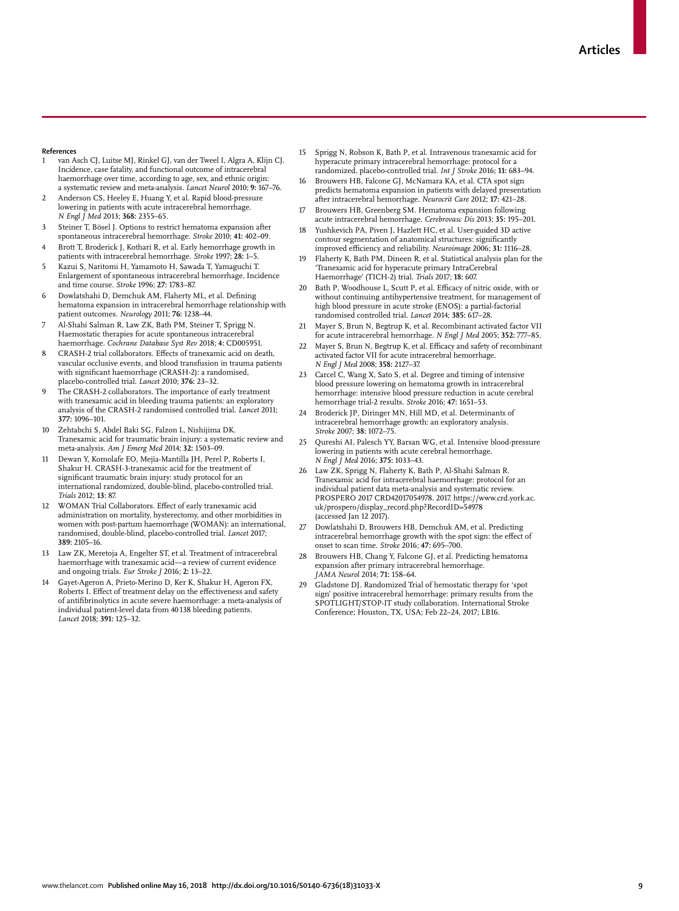## References

1. van Asch CJ, Luitse MJ, Rinkel GJ, van der Tweel I, Algra A, Klijn CJ. Incidence, case fatality, and functional outcome of intracerebral haemorrhage over time, according to age, sex, and ethnic origin: a systematic review and meta-analysis. *Lancet Neurol* 2010; **9:** 167–76.
2. Anderson CS, Heeley E, Huang Y, et al. Rapid blood-pressure lowering in patients with acute intracerebral hemorrhage. *N Engl J Med* 2013; **368:** 2355–65.
3. Steiner T, Bösel J. Options to restrict hematoma expansion after spontaneous intracerebral hemorrhage. *Stroke* 2010; **41:** 402–09.
4. Brott T, Broderick J, Kothari R, et al. Early hemorrhage growth in patients with intracerebral hemorrhage. *Stroke* 1997; **28:** 1–5.
5. Kazui S, Naritomi H, Yamamoto H, Sawada T, Yamaguchi T. Enlargement of spontaneous intracerebral hemorrhage. Incidence and time course. *Stroke* 1996; **27:** 1783–87.
6. Dowlatshahi D, Demchuk AM, Flaherty ML, et al. Defining hematoma expansion in intracerebral hemorrhage relationship with patient outcomes. *Neurology* 2011; **76:** 1238–44.
7. Al-Shahi Salman R, Law ZK, Bath PM, Steiner T, Sprigg N. Haemostatic therapies for acute spontaneous intracerebral haemorrhage. *Cochrane Database Syst Rev* 2018; **4:** CD005951.
8. CRASH-2 trial collaborators. Effects of tranexamic acid on death, vascular occlusive events, and blood transfusion in trauma patients with significant haemorrhage (CRASH-2): a randomised, placebo-controlled trial. *Lancet* 2010; **376:** 23–32.
9. The CRASH-2 collaborators. The importance of early treatment with tranexamic acid in bleeding trauma patients: an exploratory analysis of the CRASH-2 randomised controlled trial. *Lancet* 2011; **377:** 1096–101.
10. Zehtabchi S, Abdel Baki SG, Falzon L, Nishijima DK. Tranexamic acid for traumatic brain injury: a systematic review and meta-analysis. *Am J Emerg Med* 2014; **32:** 1503–09.
11. Dewan Y, Komolafe EO, Mejía-Mantilla JH, Perel P, Roberts I, Shakur H. CRASH-3-tranexamic acid for the treatment of significant traumatic brain injury: study protocol for an international randomized, double-blind, placebo-controlled trial. *Trials* 2012; **13:** 87.
12. WOMAN Trial Collaborators. Effect of early tranexamic acid administration on mortality, hysterectomy, and other morbidities in women with post-partum haemorrhage (WOMAN): an international, randomised, double-blind, placebo-controlled trial. *Lancet* 2017; **389:** 2105–16.
13. Law ZK, Meretoja A, Engelter ST, et al. Treatment of intracerebral haemorrhage with tranexamic acid—a review of current evidence and ongoing trials. *Eur Stroke J* 2016; **2:** 13–22.
14. Gayet-Ageron A, Prieto-Merino D, Ker K, Shakur H, Ageron FX, Roberts I. Effect of treatment delay on the effectiveness and safety of antifibrinolytics in acute severe haemorrhage: a meta-analysis of individual patient-level data from 40 138 bleeding patients. *Lancet* 2018; **391:** 125–32.
15. Sprigg N, Robson K, Bath P, et al. Intravenous tranexamic acid for hyperacute primary intracerebral hemorrhage: protocol for a randomized, placebo-controlled trial. *Int J Stroke* 2016; **11:** 683–94.
16. Brouwers HB, Falcone GJ, McNamara KA, et al. CTA spot sign predicts hematoma expansion in patients with delayed presentation after intracerebral hemorrhage. *Neurocrit Care* 2012; **17:** 421–28.
17. Brouwers HB, Greenberg SM. Hematoma expansion following acute intracerebral hemorrhage. *Cerebrovasc Dis* 2013; **35:** 195–201.
18. Yushkevich PA, Piven J, Hazlett HC, et al. User-guided 3D active contour segmentation of anatomical structures: significantly improved efficiency and reliability. *Neuroimage* 2006; **31:** 1116–28.
19. Flaherty K, Bath PM, Dineen R, et al. Statistical analysis plan for the 'Tranexamic acid for hyperacute primary IntraCerebral Haemorrhage' (TICH-2) trial. *Trials* 2017; **18:** 607.
20. Bath P, Woodhouse L, Scutt P, et al. Efficacy of nitric oxide, with or without continuing antihypertensive treatment, for management of high blood pressure in acute stroke (ENOS): a partial-factorial randomised controlled trial. *Lancet* 2014; **385:** 617–28.
21. Mayer S, Brun N, Begtrup K, et al. Recombinant activated factor VII for acute intracerebral hemorrhage. *N Engl J Med* 2005; **352:** 777–85.
22. Mayer S, Brun N, Begtrup K, et al. Efficacy and safety of recombinant activated factor VII for acute intracerebral hemorrhage. *N Engl J Med* 2008; **358:** 2127–37.
23. Carcel C, Wang X, Sato S, et al. Degree and timing of intensive blood pressure lowering on hematoma growth in intracerebral hemorrhage: intensive blood pressure reduction in acute cerebral hemorrhage trial-2 results. *Stroke* 2016; **47:** 1651–53.
24. Broderick JP, Diringer MN, Hill MD, et al. Determinants of intracerebral hemorrhage growth: an exploratory analysis. *Stroke* 2007; **38:** 1072–75.
25. Qureshi AI, Palesch YY, Barsan WG, et al. Intensive blood-pressure lowering in patients with acute cerebral hemorrhage. *N Engl J Med* 2016; **375:** 1033–43.
26. Law ZK, Sprigg N, Flaherty K, Bath P, Al-Shahi Salman R. Tranexamic acid for intracerebral haemorrhage: protocol for an individual patient data meta-analysis and systematic review. PROSPERO 2017 CRD42017054978. 2017. https://www.crd.york.ac.uk/prospero/display_record.php?RecordID=54978 (accessed Jan 12 2017).
27. Dowlatshahi D, Brouwers HB, Demchuk AM, et al. Predicting intracerebral hemorrhage growth with the spot sign: the effect of onset to scan time. *Stroke* 2016; **47:** 695–700.
28. Brouwers HB, Chang Y, Falcone GJ, et al. Predicting hematoma expansion after primary intracerebral hemorrhage. *JAMA Neurol* 2014; **71:** 158–64.
29. Gladstone DJ. Randomized Trial of hemostatic therapy for 'spot sign' positive intracerebral hemorrhage: primary results from the SPOTLIGHT/STOP-IT study collaboration. International Stroke Conference; Houston, TX, USA; Feb 22–24, 2017; LB16.